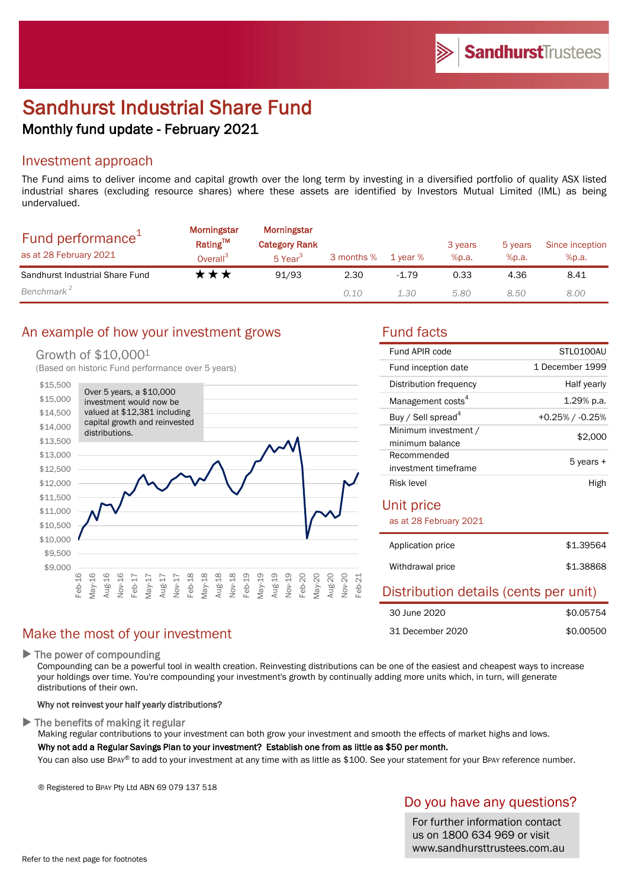# Sandhurst Industrial Share Fund

## Monthly fund update - February 2021

## Investment approach

The Fund aims to deliver income and capital growth over the long term by investing in a diversified portfolio of quality ASX listed industrial shares (excluding resource shares) where these assets are identified by Investors Mutual Limited (IML) as being undervalued.

| Fund performance[1] as at 28 February 2021 | Morningstar Rating™ Overall[3] | Morningstar Category Rank 5 Year[3] | 3 months % | 1 year % | 3 years %p.a. | 5 years %p.a. | Since inception %p.a. |
|---|---|---|---|---|---|---|---|
| Sandhurst Industrial Share Fund | ★★★ | 91/93 | 2.30 | -1.79 | 0.33 | 4.36 | 8.41 |
| *Benchmark[2]* | | | *0.10* | *1.30* | *5.80* | *8.50* | *8.00* |

## An example of how your investment grows

Growth of $10,000[1]

(Based on historic Fund performance over 5 years)

Over 5 years, a $10,000 investment would now be valued at $12,381 including capital growth and reinvested distributions.

## Fund facts

| | |
|---|---|
| Fund APIR code | STL0100AU |
| Fund inception date | 1 December 1999 |
| Distribution frequency | Half yearly |
| Management costs[4] | 1.29% p.a. |
| Buy / Sell spread[4] | +0.25% / -0.25% |
| Minimum investment / minimum balance | $2,000 |
| Recommended investment timeframe | 5 years + |
| Risk level | High |

## Unit price

as at 28 February 2021

| | |
|---|---|
| Application price | $1.39564 |
| Withdrawal price | $1.38868 |

## Distribution details (cents per unit)

| | |
|---|---|
| 30 June 2020 | $0.05754 |
| 31 December 2020 | $0.00500 |

## Make the most of your investment

**▶ The power of compounding**

Compounding can be a powerful tool in wealth creation. Reinvesting distributions can be one of the easiest and cheapest ways to increase your holdings over time. You're compounding your investment's growth by continually adding more units which, in turn, will generate distributions of their own.

**Why not reinvest your half yearly distributions?**

**▶ The benefits of making it regular**

Making regular contributions to your investment can both grow your investment and smooth the effects of market highs and lows.

**Why not add a Regular Savings Plan to your investment? Establish one from as little as $50 per month.**

You can also use BPAY® to add to your investment at any time with as little as $100. See your statement for your BPAY reference number.

® Registered to BPAY Pty Ltd ABN 69 079 137 518

## Do you have any questions?

For further information contact us on 1800 634 969 or visit www.sandhursttrustees.com.au

Refer to the next page for footnotes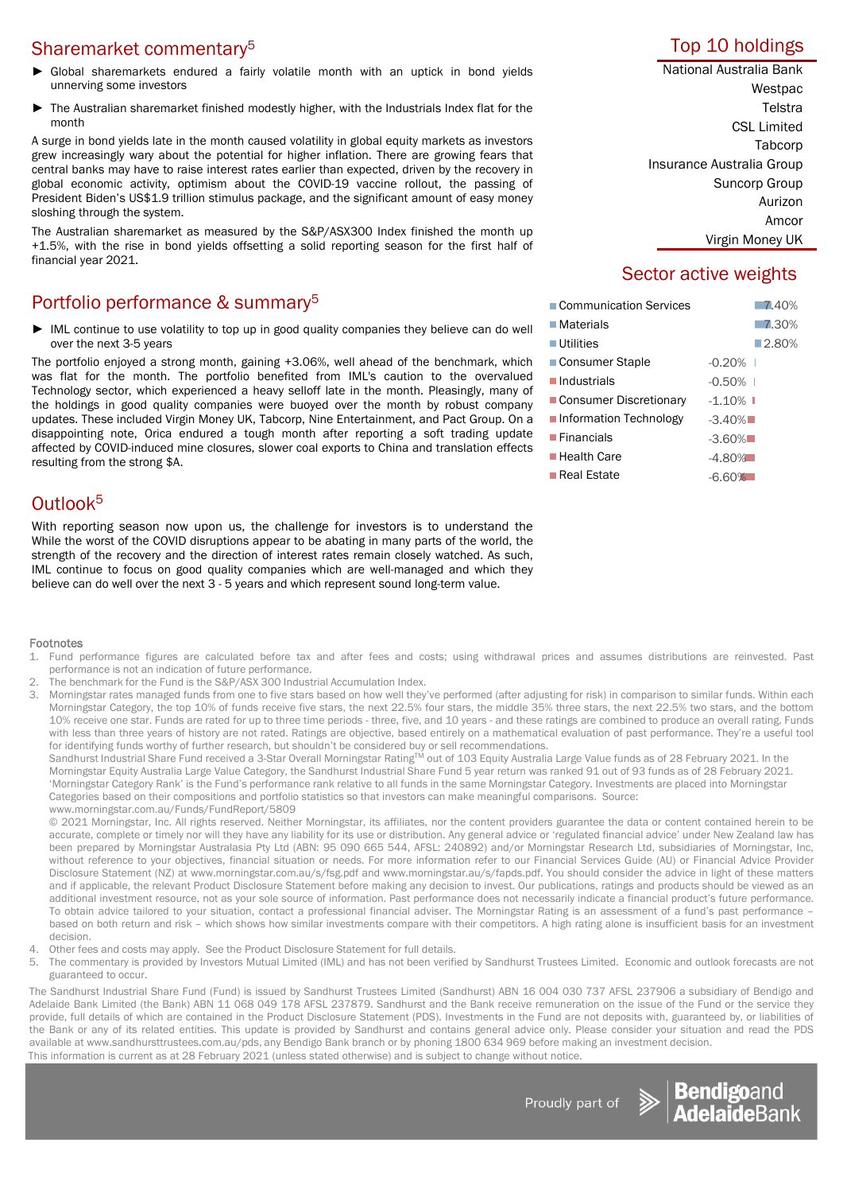## Sharemarket commentary[5]

- Global sharemarkets endured a fairly volatile month with an uptick in bond yields unnerving some investors
- The Australian sharemarket finished modestly higher, with the Industrials Index flat for the month

A surge in bond yields late in the month caused volatility in global equity markets as investors grew increasingly wary about the potential for higher inflation. There are growing fears that central banks may have to raise interest rates earlier than expected, driven by the recovery in global economic activity, optimism about the COVID-19 vaccine rollout, the passing of President Biden's US$1.9 trillion stimulus package, and the significant amount of easy money sloshing through the system.

The Australian sharemarket as measured by the S&P/ASX300 Index finished the month up +1.5%, with the rise in bond yields offsetting a solid reporting season for the first half of financial year 2021.

## Portfolio performance & summary[5]

- IML continue to use volatility to top up in good quality companies they believe can do well over the next 3-5 years

The portfolio enjoyed a strong month, gaining +3.06%, well ahead of the benchmark, which was flat for the month. The portfolio benefited from IML's caution to the overvalued Technology sector, which experienced a heavy selloff late in the month. Pleasingly, many of the holdings in good quality companies were buoyed over the month by robust company updates. These included Virgin Money UK, Tabcorp, Nine Entertainment, and Pact Group. On a disappointing note, Orica endured a tough month after reporting a soft trading update affected by COVID-induced mine closures, slower coal exports to China and translation effects resulting from the strong $A.

## Outlook[5]

With reporting season now upon us, the challenge for investors is to understand the While the worst of the COVID disruptions appear to be abating in many parts of the world, the strength of the recovery and the direction of interest rates remain closely watched. As such, IML continue to focus on good quality companies which are well-managed and which they believe can do well over the next 3 - 5 years and which represent sound long-term value.

## Top 10 holdings

National Australia Bank
Westpac
Telstra
CSL Limited
Tabcorp
Insurance Australia Group
Suncorp Group
Aurizon
Amcor
Virgin Money UK

## Sector active weights

Communication Services 7.40%
Materials 7.30%
Utilities 2.80%
Consumer Staple -0.20%
Industrials -0.50%
Consumer Discretionary -1.10%
Information Technology -3.40%
Financials -3.60%
Health Care -4.80%
Real Estate -6.60%

#### Footnotes

1. Fund performance figures are calculated before tax and after fees and costs; using withdrawal prices and assumes distributions are reinvested. Past performance is not an indication of future performance.
2. The benchmark for the Fund is the S&P/ASX 300 Industrial Accumulation Index.
3. Morningstar rates managed funds from one to five stars based on how well they've performed (after adjusting for risk) in comparison to similar funds. Within each Morningstar Category, the top 10% of funds receive five stars, the next 22.5% four stars, the middle 35% three stars, the next 22.5% two stars, and the bottom 10% receive one star. Funds are rated for up to three time periods - three, five, and 10 years - and these ratings are combined to produce an overall rating. Funds with less than three years of history are not rated. Ratings are objective, based entirely on a mathematical evaluation of past performance. They're a useful tool for identifying funds worthy of further research, but shouldn't be considered buy or sell recommendations.
   Sandhurst Industrial Share Fund received a 3-Star Overall Morningstar Rating™ out of 103 Equity Australia Large Value funds as of 28 February 2021. In the Morningstar Equity Australia Large Value Category, the Sandhurst Industrial Share Fund 5 year return was ranked 91 out of 93 funds as of 28 February 2021. 'Morningstar Category Rank' is the Fund's performance rank relative to all funds in the same Morningstar Category. Investments are placed into Morningstar Categories based on their compositions and portfolio statistics so that investors can make meaningful comparisons. Source: www.morningstar.com.au/Funds/FundReport/5809
   © 2021 Morningstar, Inc. All rights reserved. Neither Morningstar, its affiliates, nor the content providers guarantee the data or content contained herein to be accurate, complete or timely nor will they have any liability for its use or distribution. Any general advice or 'regulated financial advice' under New Zealand law has been prepared by Morningstar Australasia Pty Ltd (ABN: 95 090 665 544, AFSL: 240892) and/or Morningstar Research Ltd, subsidiaries of Morningstar, Inc, without reference to your objectives, financial situation or needs. For more information refer to our Financial Services Guide (AU) or Financial Advice Provider Disclosure Statement (NZ) at www.morningstar.com.au/s/fsg.pdf and www.morningstar.au/s/fapds.pdf. You should consider the advice in light of these matters and if applicable, the relevant Product Disclosure Statement before making any decision to invest. Our publications, ratings and products should be viewed as an additional investment resource, not as your sole source of information. Past performance does not necessarily indicate a financial product's future performance. To obtain advice tailored to your situation, contact a professional financial adviser. The Morningstar Rating is an assessment of a fund's past performance – based on both return and risk – which shows how similar investments compare with their competitors. A high rating alone is insufficient basis for an investment decision.
4. Other fees and costs may apply. See the Product Disclosure Statement for full details.
5. The commentary is provided by Investors Mutual Limited (IML) and has not been verified by Sandhurst Trustees Limited. Economic and outlook forecasts are not guaranteed to occur.

The Sandhurst Industrial Share Fund (Fund) is issued by Sandhurst Trustees Limited (Sandhurst) ABN 16 004 030 737 AFSL 237906 a subsidiary of Bendigo and Adelaide Bank Limited (the Bank) ABN 11 068 049 178 AFSL 237879. Sandhurst and the Bank receive remuneration on the issue of the Fund or the service they provide, full details of which are contained in the Product Disclosure Statement (PDS). Investments in the Fund are not deposits with, guaranteed by, or liabilities of the Bank or any of its related entities. This update is provided by Sandhurst and contains general advice only. Please consider your situation and read the PDS available at www.sandhursttrustees.com.au/pds, any Bendigo Bank branch or by phoning 1800 634 969 before making an investment decision.
This information is current as at 28 February 2021 (unless stated otherwise) and is subject to change without notice.

Proudly part of Bendigo and Adelaide Bank